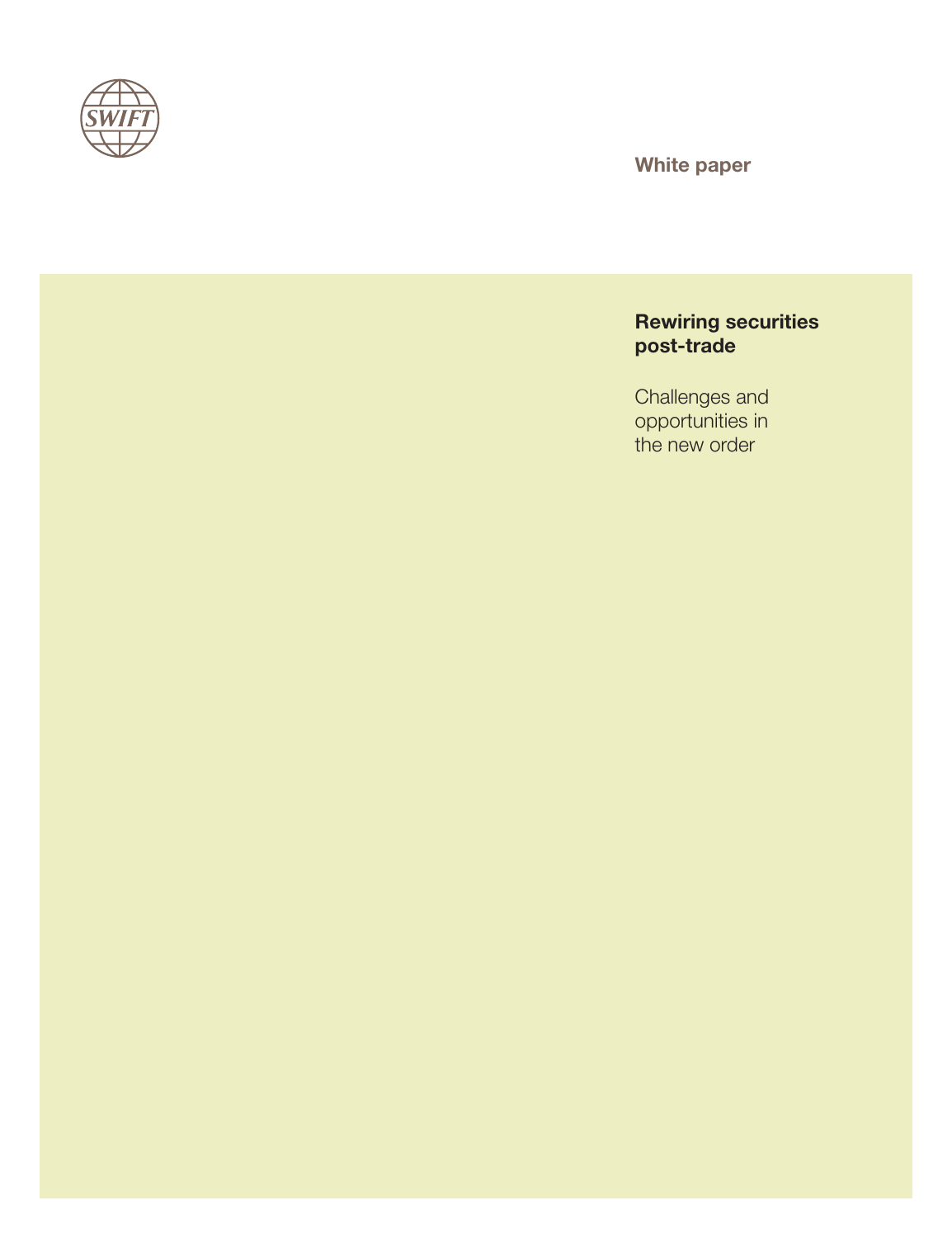White paper

# Rewiring securities post-trade

Challenges and opportunities in the new order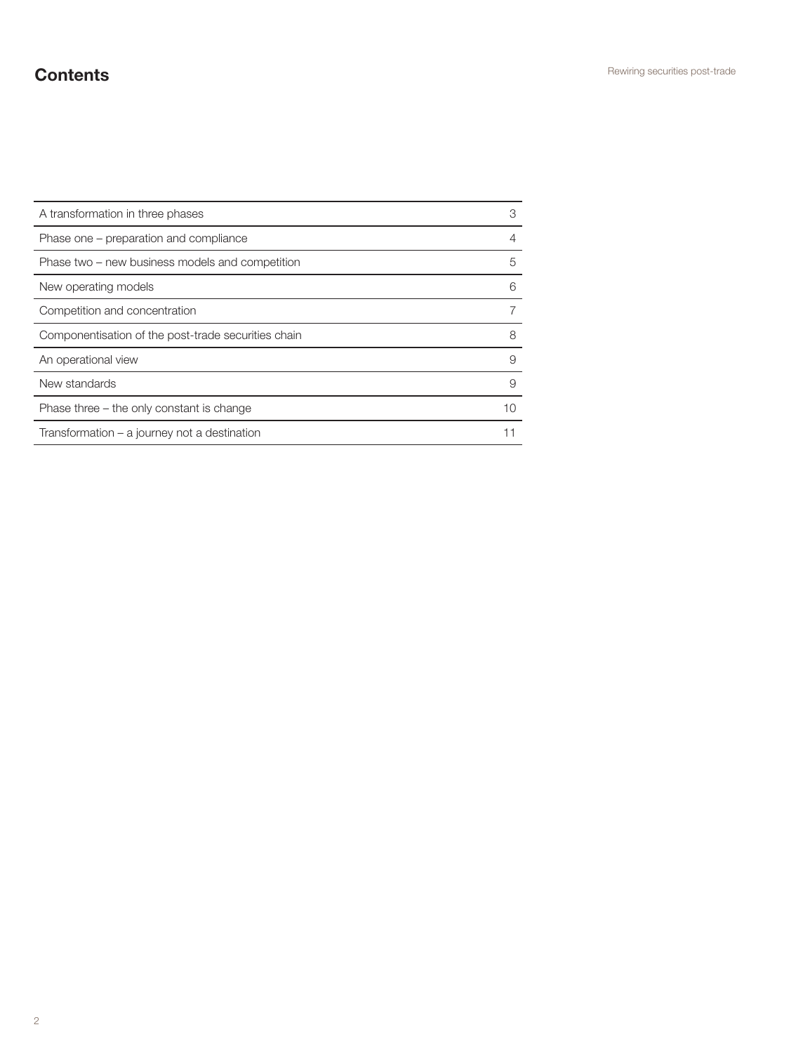# Contents

| | |
|---|---|
| A transformation in three phases | 3 |
| Phase one – preparation and compliance | 4 |
| Phase two – new business models and competition | 5 |
| New operating models | 6 |
| Competition and concentration | 7 |
| Componentisation of the post-trade securities chain | 8 |
| An operational view | 9 |
| New standards | 9 |
| Phase three – the only constant is change | 10 |
| Transformation – a journey not a destination | 11 |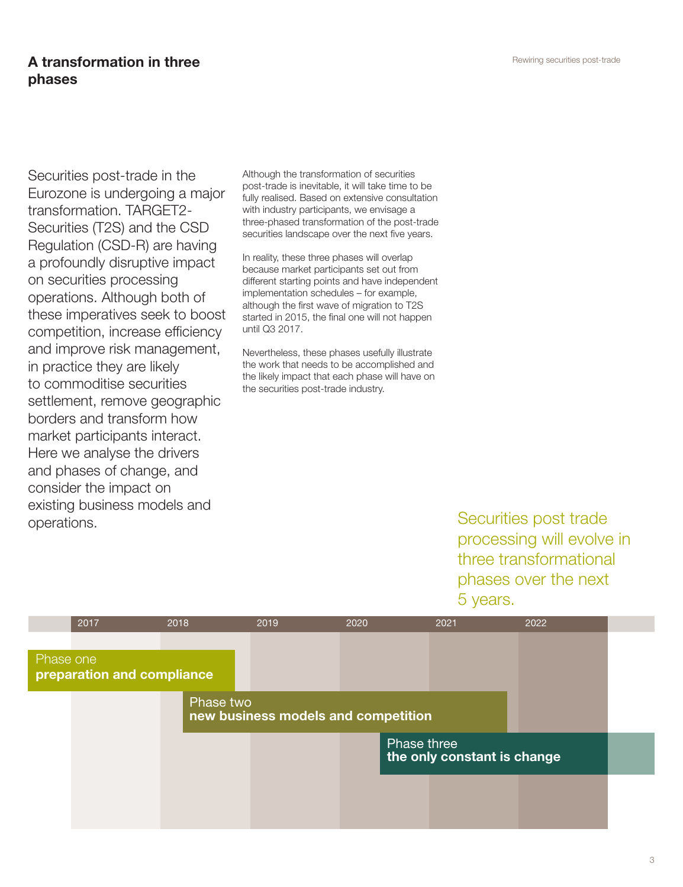## A transformation in three phases

Securities post-trade in the Eurozone is undergoing a major transformation. TARGET2-Securities (T2S) and the CSD Regulation (CSD-R) are having a profoundly disruptive impact on securities processing operations. Although both of these imperatives seek to boost competition, increase efficiency and improve risk management, in practice they are likely to commoditise securities settlement, remove geographic borders and transform how market participants interact. Here we analyse the drivers and phases of change, and consider the impact on existing business models and operations.

Although the transformation of securities post-trade is inevitable, it will take time to be fully realised. Based on extensive consultation with industry participants, we envisage a three-phased transformation of the post-trade securities landscape over the next five years.

In reality, these three phases will overlap because market participants set out from different starting points and have independent implementation schedules – for example, although the first wave of migration to T2S started in 2015, the final one will not happen until Q3 2017.

Nevertheless, these phases usefully illustrate the work that needs to be accomplished and the likely impact that each phase will have on the securities post-trade industry.

Securities post trade processing will evolve in three transformational phases over the next 5 years.

2017 | 2018 | 2019 | 2020 | 2021 | 2022

Phase one
**preparation and compliance**

Phase two
**new business models and competition**

Phase three
**the only constant is change**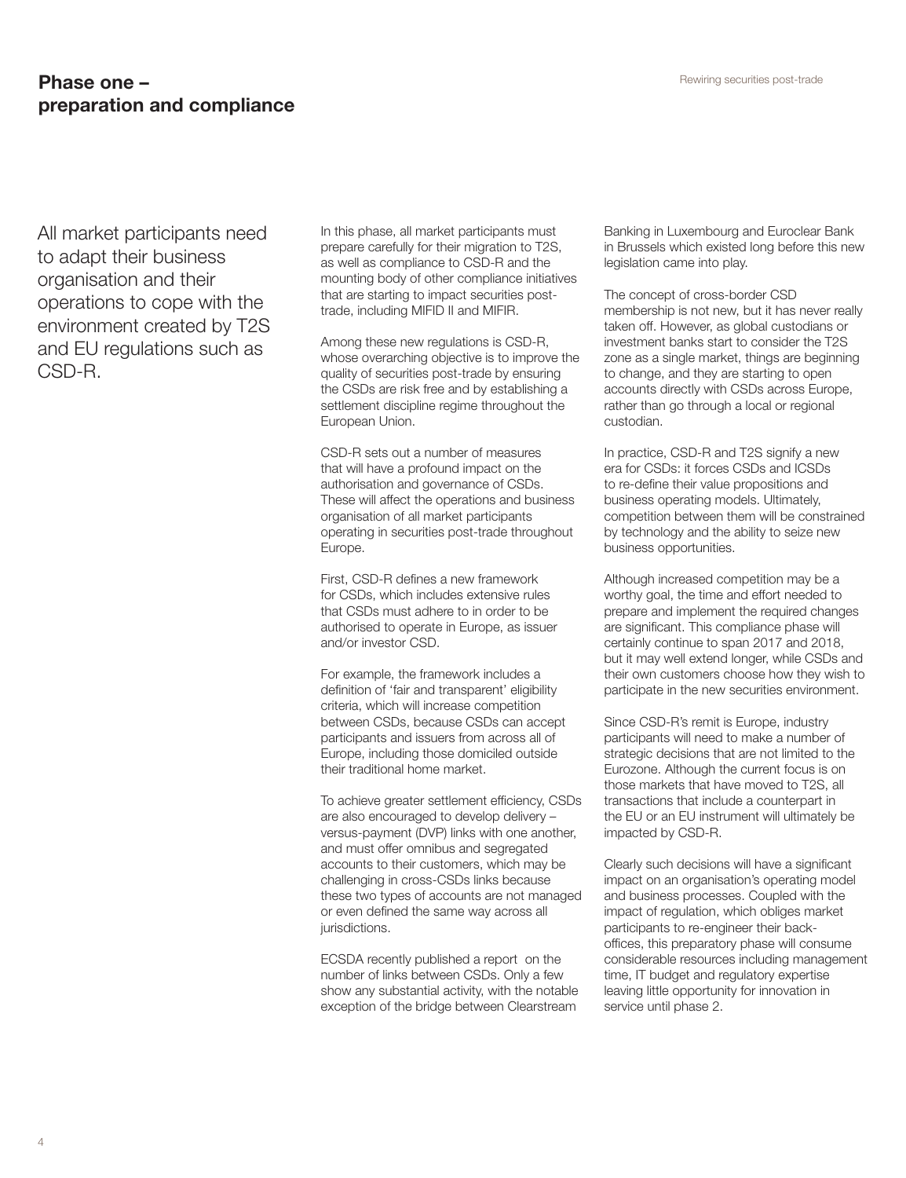## Phase one – preparation and compliance

All market participants need to adapt their business organisation and their operations to cope with the environment created by T2S and EU regulations such as CSD-R.

In this phase, all market participants must prepare carefully for their migration to T2S, as well as compliance to CSD-R and the mounting body of other compliance initiatives that are starting to impact securities post-trade, including MIFID II and MIFIR.

Among these new regulations is CSD-R, whose overarching objective is to improve the quality of securities post-trade by ensuring the CSDs are risk free and by establishing a settlement discipline regime throughout the European Union.

CSD-R sets out a number of measures that will have a profound impact on the authorisation and governance of CSDs. These will affect the operations and business organisation of all market participants operating in securities post-trade throughout Europe.

First, CSD-R defines a new framework for CSDs, which includes extensive rules that CSDs must adhere to in order to be authorised to operate in Europe, as issuer and/or investor CSD.

For example, the framework includes a definition of 'fair and transparent' eligibility criteria, which will increase competition between CSDs, because CSDs can accept participants and issuers from across all of Europe, including those domiciled outside their traditional home market.

To achieve greater settlement efficiency, CSDs are also encouraged to develop delivery – versus-payment (DVP) links with one another, and must offer omnibus and segregated accounts to their customers, which may be challenging in cross-CSDs links because these two types of accounts are not managed or even defined the same way across all jurisdictions.

ECSDA recently published a report on the number of links between CSDs. Only a few show any substantial activity, with the notable exception of the bridge between Clearstream Banking in Luxembourg and Euroclear Bank in Brussels which existed long before this new legislation came into play.

The concept of cross-border CSD membership is not new, but it has never really taken off. However, as global custodians or investment banks start to consider the T2S zone as a single market, things are beginning to change, and they are starting to open accounts directly with CSDs across Europe, rather than go through a local or regional custodian.

In practice, CSD-R and T2S signify a new era for CSDs: it forces CSDs and ICSDs to re-define their value propositions and business operating models. Ultimately, competition between them will be constrained by technology and the ability to seize new business opportunities.

Although increased competition may be a worthy goal, the time and effort needed to prepare and implement the required changes are significant. This compliance phase will certainly continue to span 2017 and 2018, but it may well extend longer, while CSDs and their own customers choose how they wish to participate in the new securities environment.

Since CSD-R's remit is Europe, industry participants will need to make a number of strategic decisions that are not limited to the Eurozone. Although the current focus is on those markets that have moved to T2S, all transactions that include a counterpart in the EU or an EU instrument will ultimately be impacted by CSD-R.

Clearly such decisions will have a significant impact on an organisation's operating model and business processes. Coupled with the impact of regulation, which obliges market participants to re-engineer their back-offices, this preparatory phase will consume considerable resources including management time, IT budget and regulatory expertise leaving little opportunity for innovation in service until phase 2.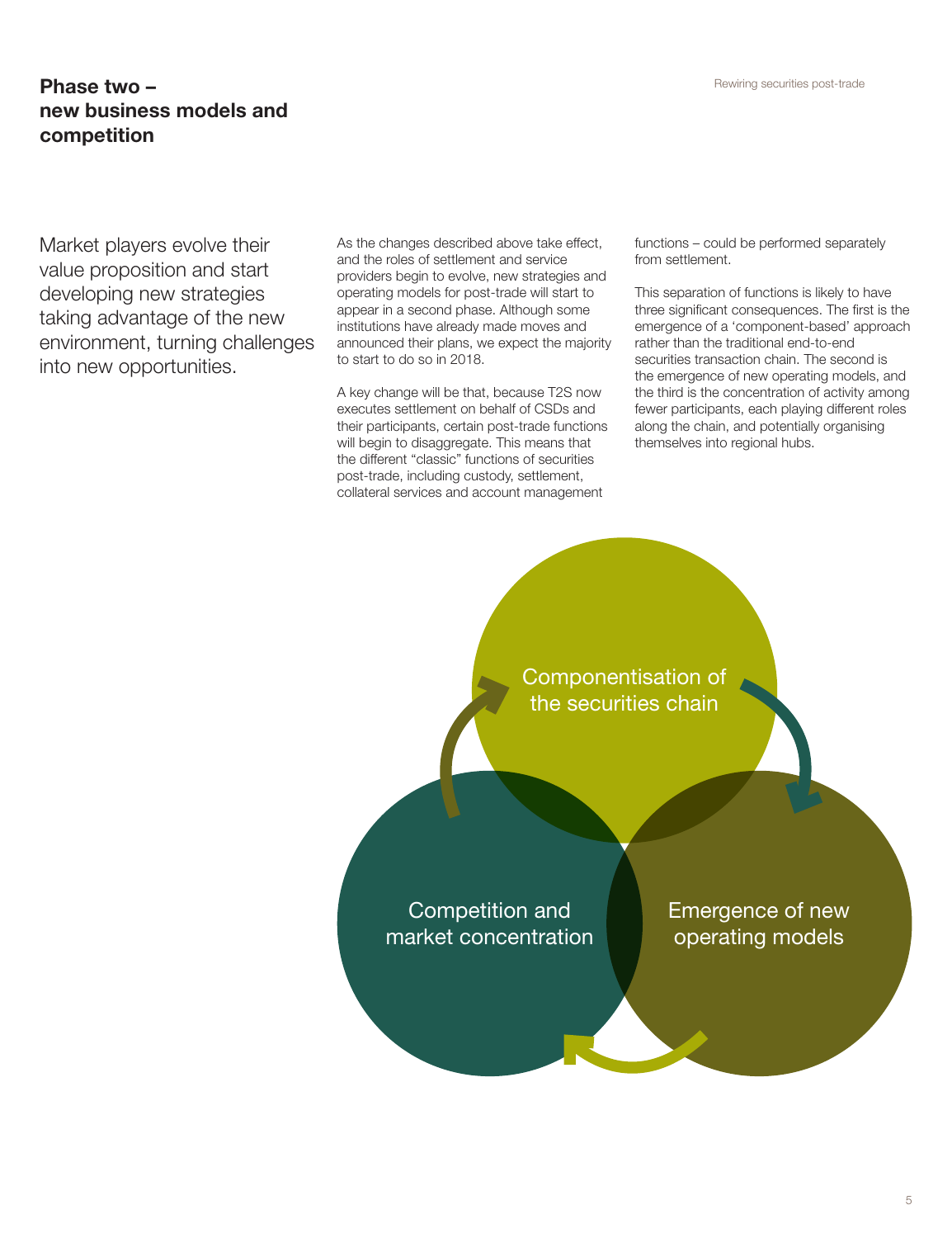## Phase two – new business models and competition

Market players evolve their value proposition and start developing new strategies taking advantage of the new environment, turning challenges into new opportunities.

As the changes described above take effect, and the roles of settlement and service providers begin to evolve, new strategies and operating models for post-trade will start to appear in a second phase. Although some institutions have already made moves and announced their plans, we expect the majority to start to do so in 2018.

A key change will be that, because T2S now executes settlement on behalf of CSDs and their participants, certain post-trade functions will begin to disaggregate. This means that the different "classic" functions of securities post-trade, including custody, settlement, collateral services and account management functions – could be performed separately from settlement.

This separation of functions is likely to have three significant consequences. The first is the emergence of a 'component-based' approach rather than the traditional end-to-end securities transaction chain. The second is the emergence of new operating models, and the third is the concentration of activity among fewer participants, each playing different roles along the chain, and potentially organising themselves into regional hubs.

Componentisation of the securities chain

Emergence of new operating models

Competition and market concentration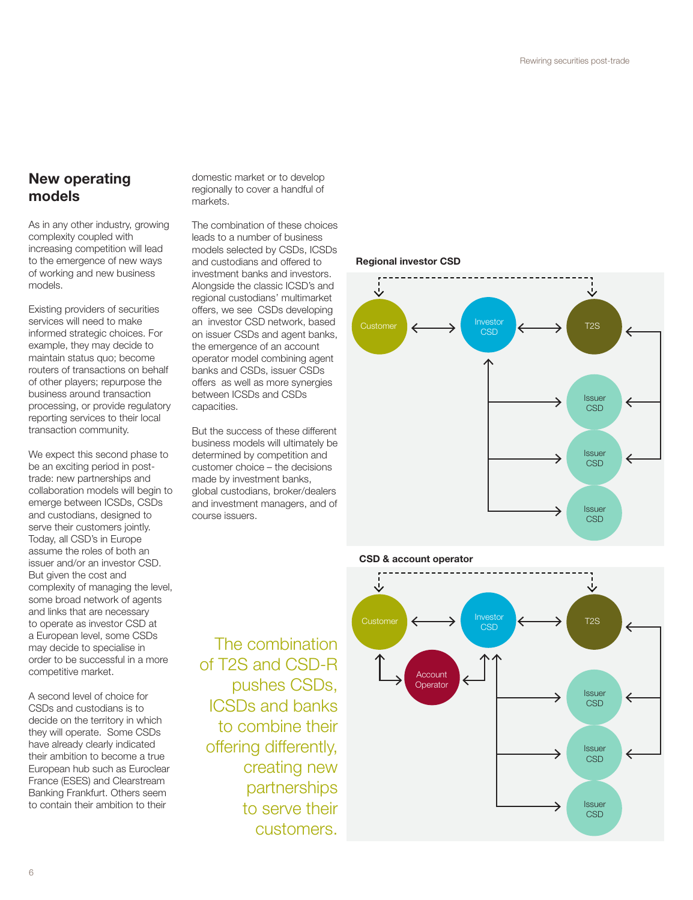## New operating models

As in any other industry, growing complexity coupled with increasing competition will lead to the emergence of new ways of working and new business models.

Existing providers of securities services will need to make informed strategic choices. For example, they may decide to maintain status quo; become routers of transactions on behalf of other players; repurpose the business around transaction processing, or provide regulatory reporting services to their local transaction community.

We expect this second phase to be an exciting period in post-trade: new partnerships and collaboration models will begin to emerge between ICSDs, CSDs and custodians, designed to serve their customers jointly. Today, all CSD's in Europe assume the roles of both an issuer and/or an investor CSD. But given the cost and complexity of managing the level, some broad network of agents and links that are necessary to operate as investor CSD at a European level, some CSDs may decide to specialise in order to be successful in a more competitive market.

A second level of choice for CSDs and custodians is to decide on the territory in which they will operate. Some CSDs have already clearly indicated their ambition to become a true European hub such as Euroclear France (ESES) and Clearstream Banking Frankfurt. Others seem to contain their ambition to their domestic market or to develop regionally to cover a handful of markets.

The combination of these choices leads to a number of business models selected by CSDs, ICSDs and custodians and offered to investment banks and investors. Alongside the classic ICSD's and regional custodians' multimarket offers, we see CSDs developing an investor CSD network, based on issuer CSDs and agent banks, the emergence of an account operator model combining agent banks and CSDs, issuer CSDs offers as well as more synergies between ICSDs and CSDs capacities.

But the success of these different business models will ultimately be determined by competition and customer choice – the decisions made by investment banks, global custodians, broker/dealers and investment managers, and of course issuers.

The combination of T2S and CSD-R pushes CSDs, ICSDs and banks to combine their offering differently, creating new partnerships to serve their customers.

**Regional investor CSD**

Customer ↔ Investor CSD ↔ T2S; Investor CSD → Issuer CSD, Issuer CSD, Issuer CSD; Issuer CSD → T2S

**CSD & account operator**

Customer ↔ Investor CSD ↔ T2S; Customer ↔ Account Operator ↔ Investor CSD; Investor CSD → Issuer CSD, Issuer CSD, Issuer CSD; Issuer CSD → T2S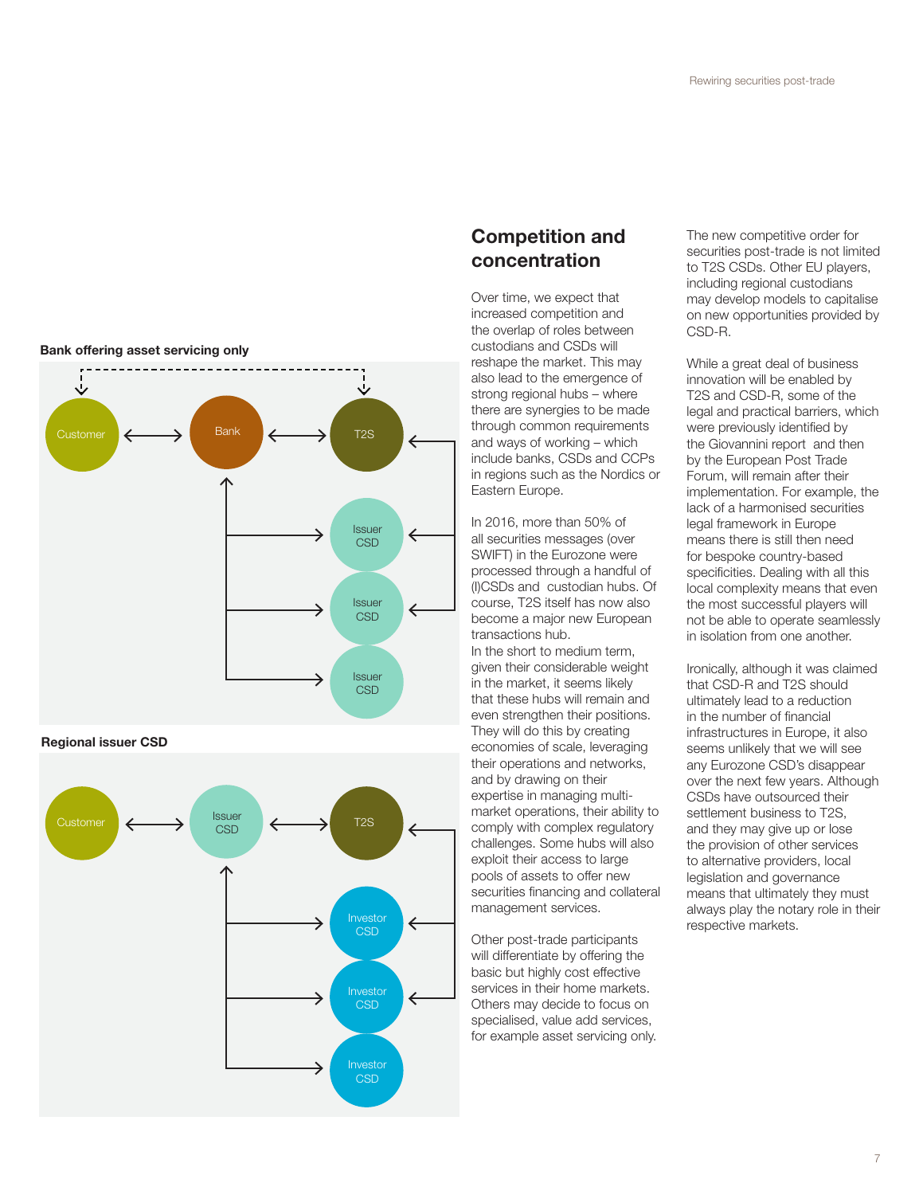**Bank offering asset servicing only**

Customer ⟷ Bank ⟷ T2S

Issuer CSD

Issuer CSD

Issuer CSD

**Regional issuer CSD**

Customer ⟷ Issuer CSD ⟷ T2S

Investor CSD

Investor CSD

Investor CSD

## Competition and concentration

Over time, we expect that increased competition and the overlap of roles between custodians and CSDs will reshape the market. This may also lead to the emergence of strong regional hubs – where there are synergies to be made through common requirements and ways of working – which include banks, CSDs and CCPs in regions such as the Nordics or Eastern Europe.

In 2016, more than 50% of all securities messages (over SWIFT) in the Eurozone were processed through a handful of (I)CSDs and custodian hubs. Of course, T2S itself has now also become a major new European transactions hub.

In the short to medium term, given their considerable weight in the market, it seems likely that these hubs will remain and even strengthen their positions. They will do this by creating economies of scale, leveraging their operations and networks, and by drawing on their expertise in managing multi-market operations, their ability to comply with complex regulatory challenges. Some hubs will also exploit their access to large pools of assets to offer new securities financing and collateral management services.

Other post-trade participants will differentiate by offering the basic but highly cost effective services in their home markets. Others may decide to focus on specialised, value add services, for example asset servicing only.

The new competitive order for securities post-trade is not limited to T2S CSDs. Other EU players, including regional custodians may develop models to capitalise on new opportunities provided by CSD-R.

While a great deal of business innovation will be enabled by T2S and CSD-R, some of the legal and practical barriers, which were previously identified by the Giovannini report and then by the European Post Trade Forum, will remain after their implementation. For example, the lack of a harmonised securities legal framework in Europe means there is still then need for bespoke country-based specificities. Dealing with all this local complexity means that even the most successful players will not be able to operate seamlessly in isolation from one another.

Ironically, although it was claimed that CSD-R and T2S should ultimately lead to a reduction in the number of financial infrastructures in Europe, it also seems unlikely that we will see any Eurozone CSD's disappear over the next few years. Although CSDs have outsourced their settlement business to T2S, and they may give up or lose the provision of other services to alternative providers, local legislation and governance means that ultimately they must always play the notary role in their respective markets.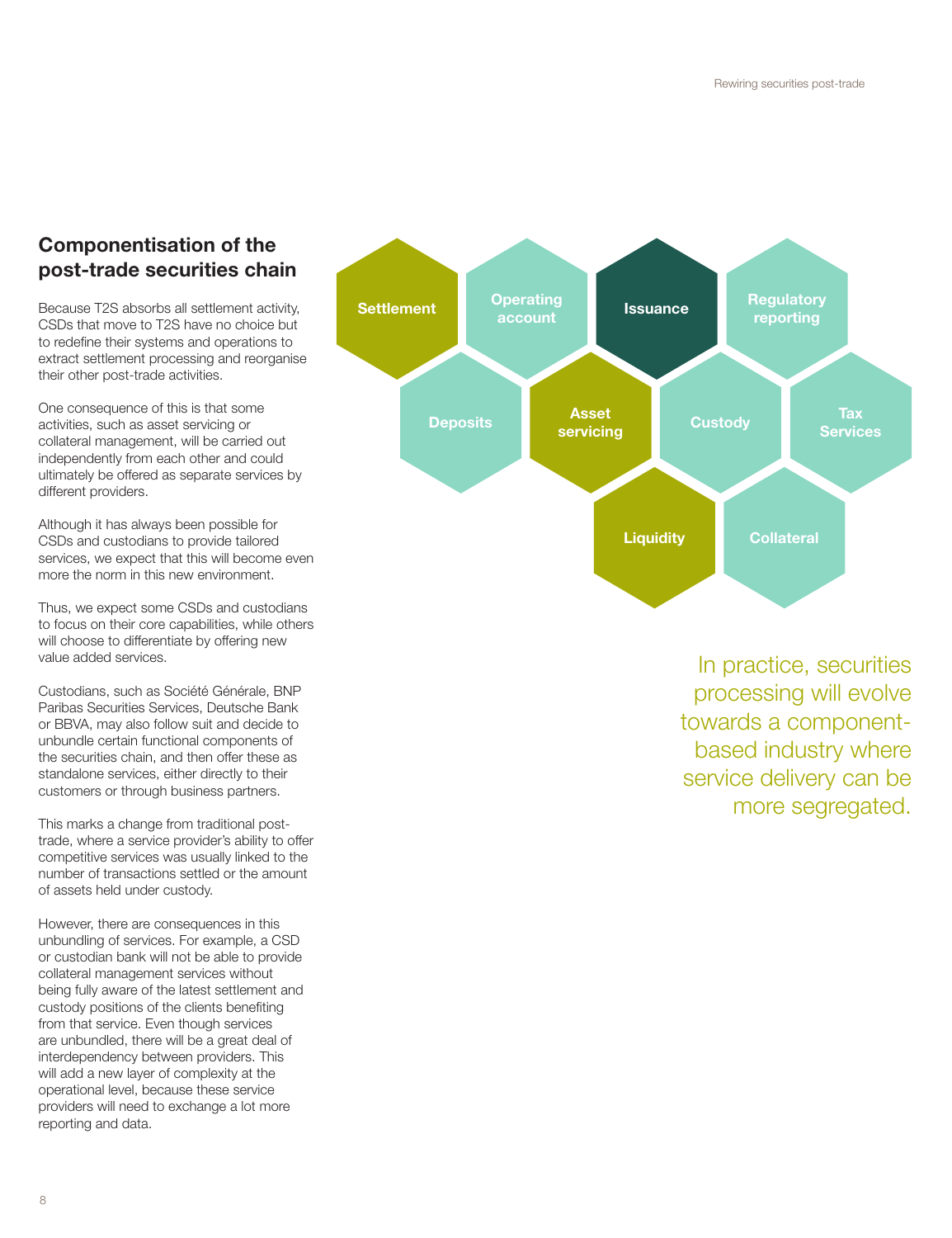## Componentisation of the post-trade securities chain

Because T2S absorbs all settlement activity, CSDs that move to T2S have no choice but to redefine their systems and operations to extract settlement processing and reorganise their other post-trade activities.

One consequence of this is that some activities, such as asset servicing or collateral management, will be carried out independently from each other and could ultimately be offered as separate services by different providers.

Although it has always been possible for CSDs and custodians to provide tailored services, we expect that this will become even more the norm in this new environment.

Thus, we expect some CSDs and custodians to focus on their core capabilities, while others will choose to differentiate by offering new value added services.

Custodians, such as Société Générale, BNP Paribas Securities Services, Deutsche Bank or BBVA, may also follow suit and decide to unbundle certain functional components of the securities chain, and then offer these as standalone services, either directly to their customers or through business partners.

This marks a change from traditional post-trade, where a service provider's ability to offer competitive services was usually linked to the number of transactions settled or the amount of assets held under custody.

However, there are consequences in this unbundling of services. For example, a CSD or custodian bank will not be able to provide collateral management services without being fully aware of the latest settlement and custody positions of the clients benefiting from that service. Even though services are unbundled, there will be a great deal of interdependency between providers. This will add a new layer of complexity at the operational level, because these service providers will need to exchange a lot more reporting and data.

Settlement | Operating account | Issuance | Regulatory reporting | Deposits | Asset servicing | Custody | Tax Services | Liquidity | Collateral

In practice, securities processing will evolve towards a component-based industry where service delivery can be more segregated.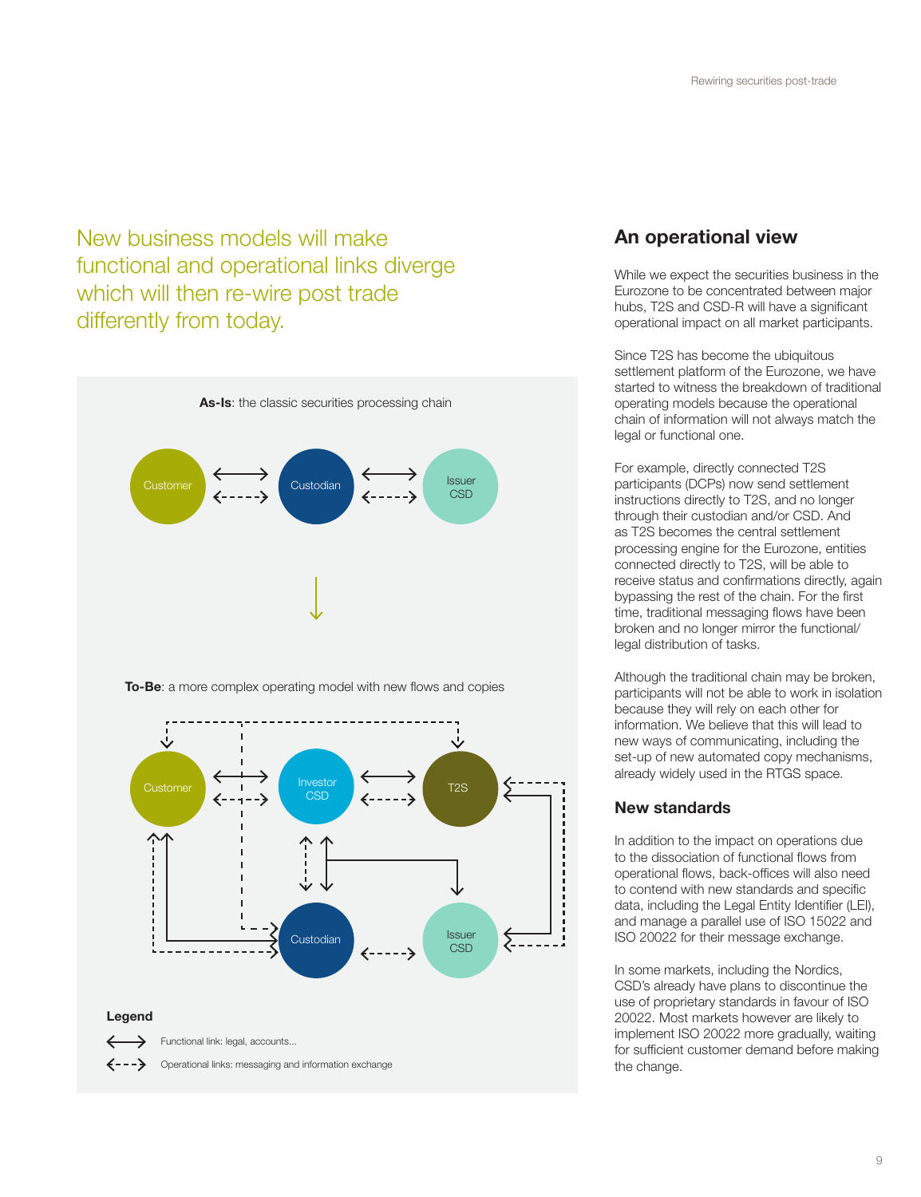## New business models will make functional and operational links diverge which will then re-wire post trade differently from today.

**As-Is**: the classic securities processing chain

Customer ⟷ Custodian ⟷ Issuer CSD

**To-Be**: a more complex operating model with new flows and copies

Customer, Investor CSD, T2S, Custodian, Issuer CSD

**Legend**

⟷ Functional link: legal, accounts...

⇠⇢ Operational links: messaging and information exchange

## An operational view

While we expect the securities business in the Eurozone to be concentrated between major hubs, T2S and CSD-R will have a significant operational impact on all market participants.

Since T2S has become the ubiquitous settlement platform of the Eurozone, we have started to witness the breakdown of traditional operating models because the operational chain of information will not always match the legal or functional one.

For example, directly connected T2S participants (DCPs) now send settlement instructions directly to T2S, and no longer through their custodian and/or CSD. And as T2S becomes the central settlement processing engine for the Eurozone, entities connected directly to T2S, will be able to receive status and confirmations directly, again bypassing the rest of the chain. For the first time, traditional messaging flows have been broken and no longer mirror the functional/legal distribution of tasks.

Although the traditional chain may be broken, participants will not be able to work in isolation because they will rely on each other for information. We believe that this will lead to new ways of communicating, including the set-up of new automated copy mechanisms, already widely used in the RTGS space.

### New standards

In addition to the impact on operations due to the dissociation of functional flows from operational flows, back-offices will also need to contend with new standards and specific data, including the Legal Entity Identifier (LEI), and manage a parallel use of ISO 15022 and ISO 20022 for their message exchange.

In some markets, including the Nordics, CSD's already have plans to discontinue the use of proprietary standards in favour of ISO 20022. Most markets however are likely to implement ISO 20022 more gradually, waiting for sufficient customer demand before making the change.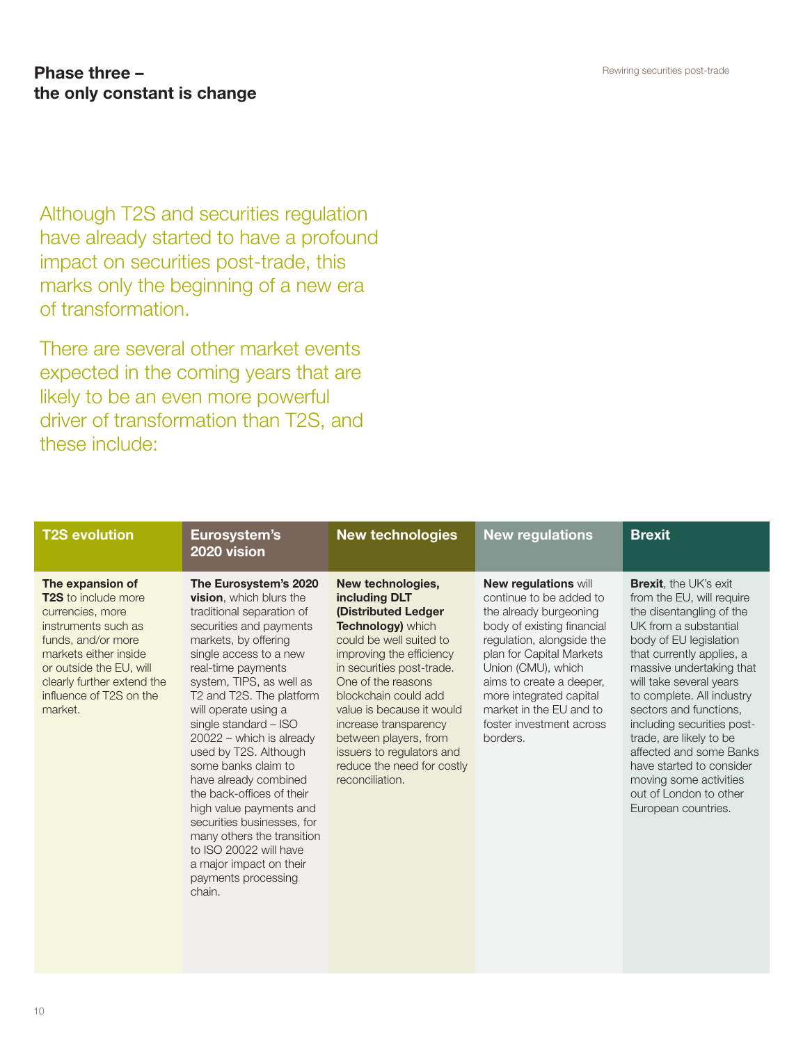## Phase three – the only constant is change

Although T2S and securities regulation have already started to have a profound impact on securities post-trade, this marks only the beginning of a new era of transformation.

There are several other market events expected in the coming years that are likely to be an even more powerful driver of transformation than T2S, and these include:

| T2S evolution | Eurosystem's 2020 vision | New technologies | New regulations | Brexit |
|---|---|---|---|---|
| **The expansion of T2S** to include more currencies, more instruments such as funds, and/or more markets either inside or outside the EU, will clearly further extend the influence of T2S on the market. | **The Eurosystem's 2020 vision**, which blurs the traditional separation of securities and payments markets, by offering single access to a new real-time payments system, TIPS, as well as T2 and T2S. The platform will operate using a single standard – ISO 20022 – which is already used by T2S. Although some banks claim to have already combined the back-offices of their high value payments and securities businesses, for many others the transition to ISO 20022 will have a major impact on their payments processing chain. | **New technologies, including DLT (Distributed Ledger Technology)** which could be well suited to improving the efficiency in securities post-trade. One of the reasons blockchain could add value is because it would increase transparency between players, from issuers to regulators and reduce the need for costly reconciliation. | **New regulations** will continue to be added to the already burgeoning body of existing financial regulation, alongside the plan for Capital Markets Union (CMU), which aims to create a deeper, more integrated capital market in the EU and to foster investment across borders. | **Brexit**, the UK's exit from the EU, will require the disentangling of the UK from a substantial body of EU legislation that currently applies, a massive undertaking that will take several years to complete. All industry sectors and functions, including securities post-trade, are likely to be affected and some Banks have started to consider moving some activities out of London to other European countries. |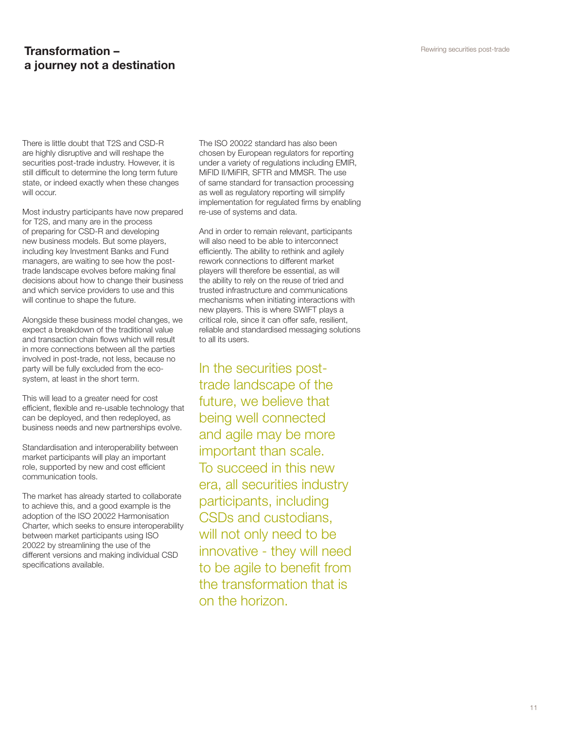## Transformation – a journey not a destination

There is little doubt that T2S and CSD-R are highly disruptive and will reshape the securities post-trade industry. However, it is still difficult to determine the long term future state, or indeed exactly when these changes will occur.

Most industry participants have now prepared for T2S, and many are in the process of preparing for CSD-R and developing new business models. But some players, including key Investment Banks and Fund managers, are waiting to see how the post-trade landscape evolves before making final decisions about how to change their business and which service providers to use and this will continue to shape the future.

Alongside these business model changes, we expect a breakdown of the traditional value and transaction chain flows which will result in more connections between all the parties involved in post-trade, not less, because no party will be fully excluded from the eco-system, at least in the short term.

This will lead to a greater need for cost efficient, flexible and re-usable technology that can be deployed, and then redeployed, as business needs and new partnerships evolve.

Standardisation and interoperability between market participants will play an important role, supported by new and cost efficient communication tools.

The market has already started to collaborate to achieve this, and a good example is the adoption of the ISO 20022 Harmonisation Charter, which seeks to ensure interoperability between market participants using ISO 20022 by streamlining the use of the different versions and making individual CSD specifications available.

The ISO 20022 standard has also been chosen by European regulators for reporting under a variety of regulations including EMIR, MiFID II/MiFIR, SFTR and MMSR. The use of same standard for transaction processing as well as regulatory reporting will simplify implementation for regulated firms by enabling re-use of systems and data.

And in order to remain relevant, participants will also need to be able to interconnect efficiently. The ability to rethink and agilely rework connections to different market players will therefore be essential, as will the ability to rely on the reuse of tried and trusted infrastructure and communications mechanisms when initiating interactions with new players. This is where SWIFT plays a critical role, since it can offer safe, resilient, reliable and standardised messaging solutions to all its users.

In the securities post-trade landscape of the future, we believe that being well connected and agile may be more important than scale. To succeed in this new era, all securities industry participants, including CSDs and custodians, will not only need to be innovative - they will need to be agile to benefit from the transformation that is on the horizon.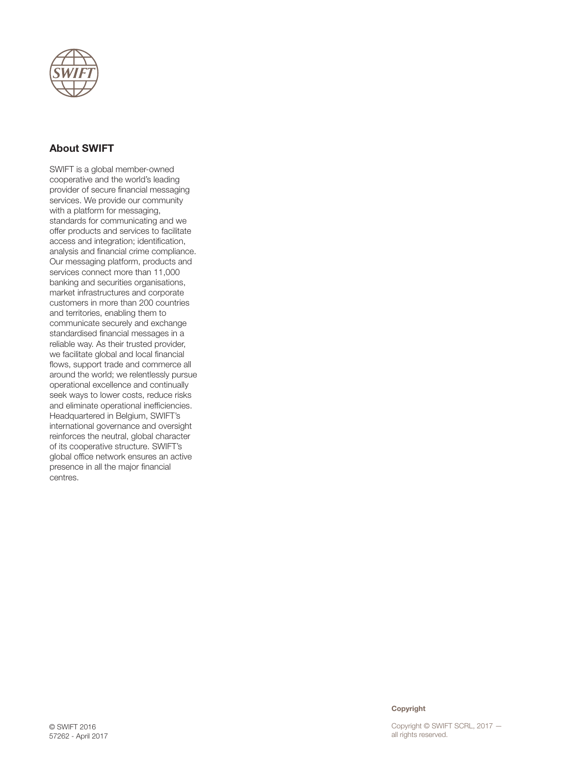## About SWIFT

SWIFT is a global member-owned cooperative and the world's leading provider of secure financial messaging services. We provide our community with a platform for messaging, standards for communicating and we offer products and services to facilitate access and integration; identification, analysis and financial crime compliance. Our messaging platform, products and services connect more than 11,000 banking and securities organisations, market infrastructures and corporate customers in more than 200 countries and territories, enabling them to communicate securely and exchange standardised financial messages in a reliable way. As their trusted provider, we facilitate global and local financial flows, support trade and commerce all around the world; we relentlessly pursue operational excellence and continually seek ways to lower costs, reduce risks and eliminate operational inefficiencies. Headquartered in Belgium, SWIFT's international governance and oversight reinforces the neutral, global character of its cooperative structure. SWIFT's global office network ensures an active presence in all the major financial centres.

© SWIFT 2016
57262 - April 2017

**Copyright**

Copyright © SWIFT SCRL, 2017 — all rights reserved.